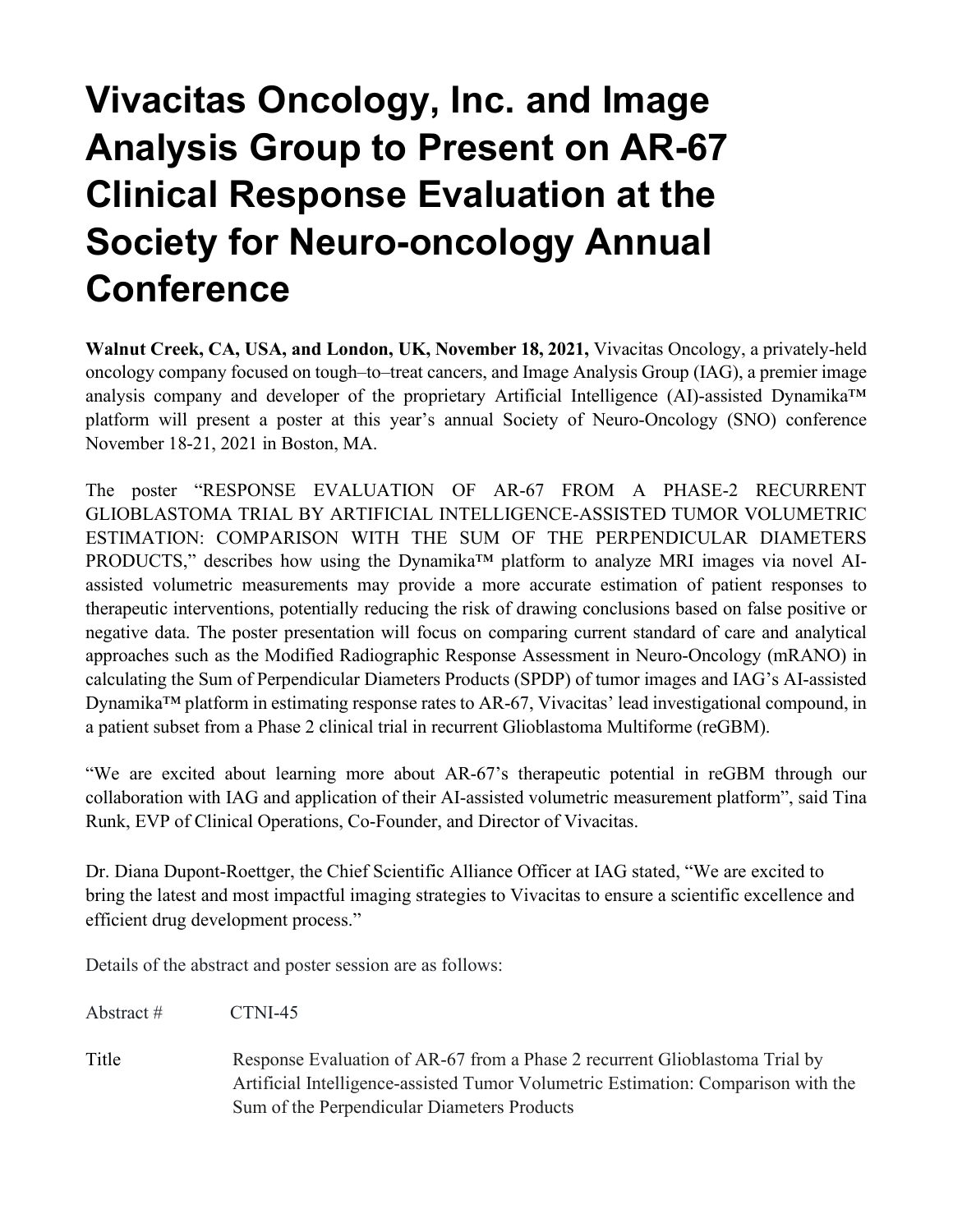# Vivacitas Oncology, Inc. and Image Analysis Group to Present on AR-67 Clinical Response Evaluation at the Society for Neuro-oncology Annual Conference

**Walnut Creek, CA, USA, and London, UK, November 18, 2021,** Vivacitas Oncology, a privately-held oncology company focused on tough–to–treat cancers, and Image Analysis Group (IAG), a premier image analysis company and developer of the proprietary Artificial Intelligence (AI)-assisted Dynamika™ platform will present a poster at this year's annual Society of Neuro-Oncology (SNO) conference November 18-21, 2021 in Boston, MA.

The poster "RESPONSE EVALUATION OF AR-67 FROM A PHASE-2 RECURRENT GLIOBLASTOMA TRIAL BY ARTIFICIAL INTELLIGENCE-ASSISTED TUMOR VOLUMETRIC ESTIMATION: COMPARISON WITH THE SUM OF THE PERPENDICULAR DIAMETERS PRODUCTS," describes how using the Dynamika™ platform to analyze MRI images via novel AI-assisted volumetric measurements may provide a more accurate estimation of patient responses to therapeutic interventions, potentially reducing the risk of drawing conclusions based on false positive or negative data. The poster presentation will focus on comparing current standard of care and analytical approaches such as the Modified Radiographic Response Assessment in Neuro-Oncology (mRANO) in calculating the Sum of Perpendicular Diameters Products (SPDP) of tumor images and IAG's AI-assisted Dynamika™ platform in estimating response rates to AR-67, Vivacitas' lead investigational compound, in a patient subset from a Phase 2 clinical trial in recurrent Glioblastoma Multiforme (reGBM).

"We are excited about learning more about AR-67's therapeutic potential in reGBM through our collaboration with IAG and application of their AI-assisted volumetric measurement platform", said Tina Runk, EVP of Clinical Operations, Co-Founder, and Director of Vivacitas.

Dr. Diana Dupont-Roettger, the Chief Scientific Alliance Officer at IAG stated, "We are excited to bring the latest and most impactful imaging strategies to Vivacitas to ensure a scientific excellence and efficient drug development process."

Details of the abstract and poster session are as follows:

| | |
|---|---|
| Abstract # | CTNI-45 |
| Title | Response Evaluation of AR-67 from a Phase 2 recurrent Glioblastoma Trial by Artificial Intelligence-assisted Tumor Volumetric Estimation: Comparison with the Sum of the Perpendicular Diameters Products |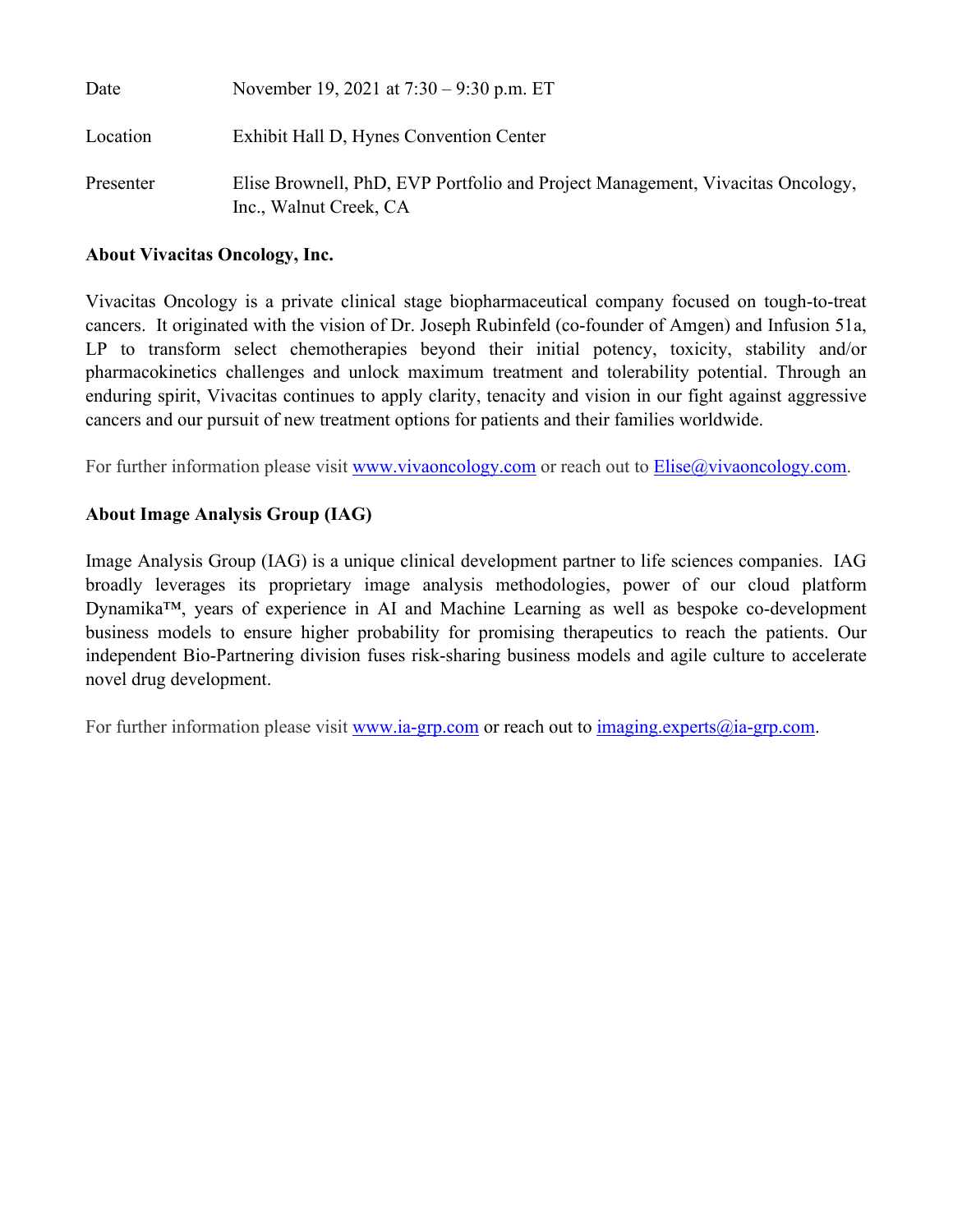| | |
|---|---|
| Date | November 19, 2021 at 7:30 – 9:30 p.m. ET |
| Location | Exhibit Hall D, Hynes Convention Center |
| Presenter | Elise Brownell, PhD, EVP Portfolio and Project Management, Vivacitas Oncology, Inc., Walnut Creek, CA |

**About Vivacitas Oncology, Inc.**

Vivacitas Oncology is a private clinical stage biopharmaceutical company focused on tough-to-treat cancers. It originated with the vision of Dr. Joseph Rubinfeld (co-founder of Amgen) and Infusion 51a, LP to transform select chemotherapies beyond their initial potency, toxicity, stability and/or pharmacokinetics challenges and unlock maximum treatment and tolerability potential. Through an enduring spirit, Vivacitas continues to apply clarity, tenacity and vision in our fight against aggressive cancers and our pursuit of new treatment options for patients and their families worldwide.

For further information please visit www.vivaoncology.com or reach out to Elise@vivaoncology.com.

**About Image Analysis Group (IAG)**

Image Analysis Group (IAG) is a unique clinical development partner to life sciences companies. IAG broadly leverages its proprietary image analysis methodologies, power of our cloud platform Dynamika™, years of experience in AI and Machine Learning as well as bespoke co-development business models to ensure higher probability for promising therapeutics to reach the patients. Our independent Bio-Partnering division fuses risk-sharing business models and agile culture to accelerate novel drug development.

For further information please visit www.ia-grp.com or reach out to imaging.experts@ia-grp.com.